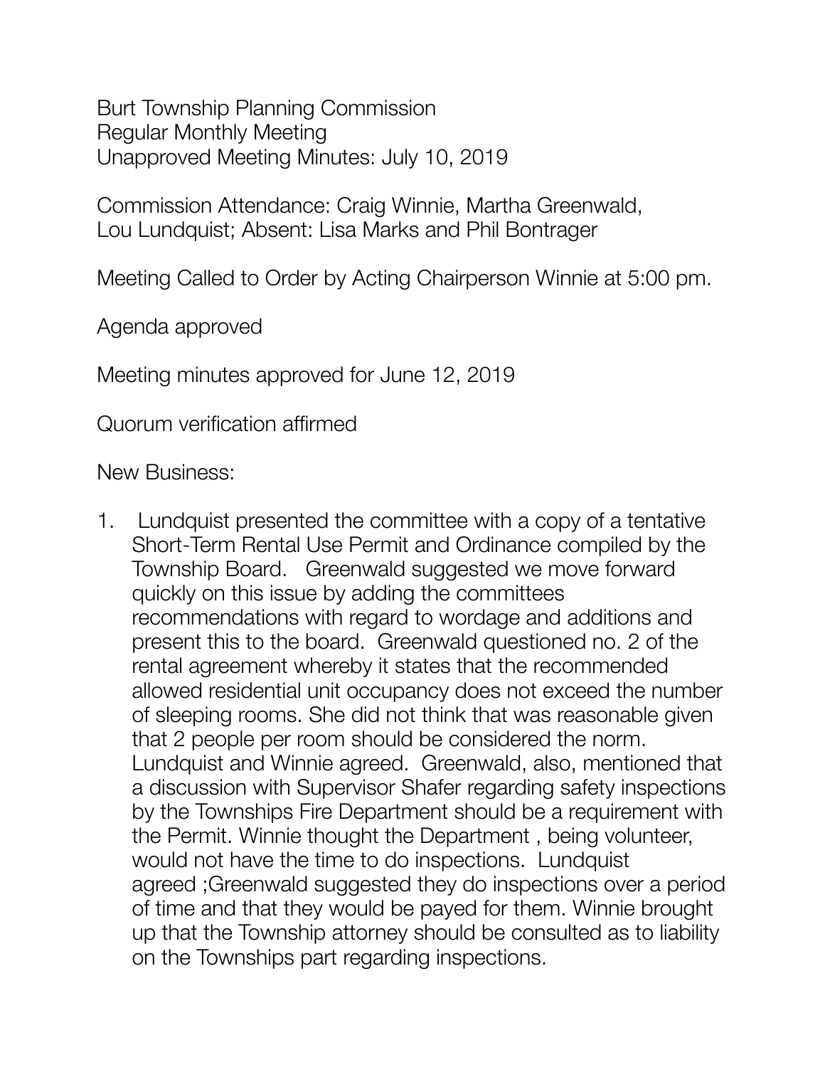Burt Township Planning Commission
Regular Monthly Meeting
Unapproved Meeting Minutes: July 10, 2019

Commission Attendance: Craig Winnie, Martha Greenwald, Lou Lundquist; Absent: Lisa Marks and Phil Bontrager

Meeting Called to Order by Acting Chairperson Winnie at 5:00 pm.

Agenda approved

Meeting minutes approved for June 12, 2019

Quorum verification affirmed

New Business:

1. Lundquist presented the committee with a copy of a tentative Short-Term Rental Use Permit and Ordinance compiled by the Township Board. Greenwald suggested we move forward quickly on this issue by adding the committees recommendations with regard to wordage and additions and present this to the board. Greenwald questioned no. 2 of the rental agreement whereby it states that the recommended allowed residential unit occupancy does not exceed the number of sleeping rooms. She did not think that was reasonable given that 2 people per room should be considered the norm. Lundquist and Winnie agreed. Greenwald, also, mentioned that a discussion with Supervisor Shafer regarding safety inspections by the Townships Fire Department should be a requirement with the Permit. Winnie thought the Department , being volunteer, would not have the time to do inspections. Lundquist agreed ;Greenwald suggested they do inspections over a period of time and that they would be payed for them. Winnie brought up that the Township attorney should be consulted as to liability on the Townships part regarding inspections.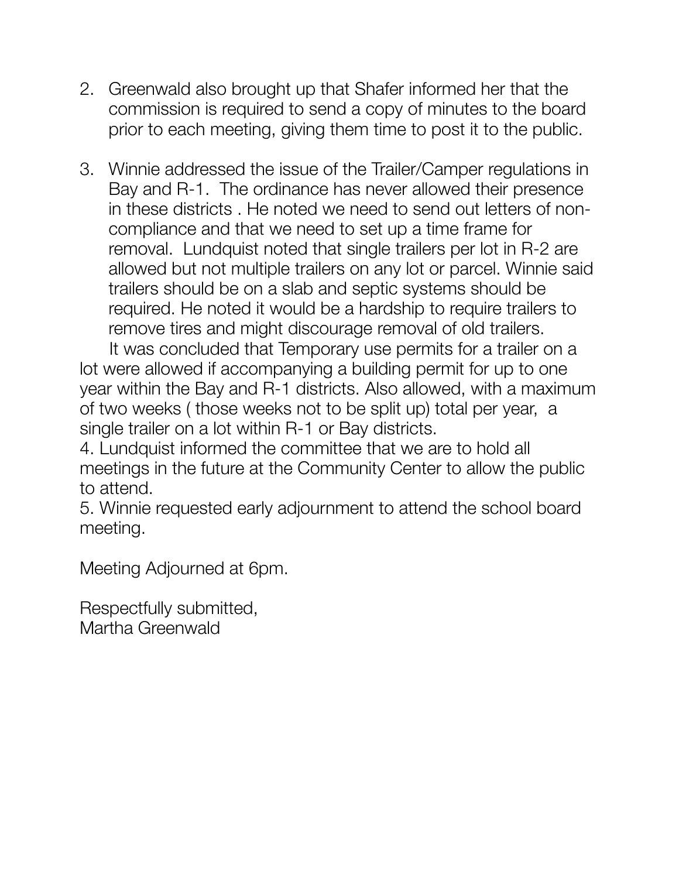2. Greenwald also brought up that Shafer informed her that the commission is required to send a copy of minutes to the board prior to each meeting, giving them time to post it to the public.

3. Winnie addressed the issue of the Trailer/Camper regulations in Bay and R-1. The ordinance has never allowed their presence in these districts . He noted we need to send out letters of non-compliance and that we need to set up a time frame for removal. Lundquist noted that single trailers per lot in R-2 are allowed but not multiple trailers on any lot or parcel. Winnie said trailers should be on a slab and septic systems should be required. He noted it would be a hardship to require trailers to remove tires and might discourage removal of old trailers.

It was concluded that Temporary use permits for a trailer on a lot were allowed if accompanying a building permit for up to one year within the Bay and R-1 districts. Also allowed, with a maximum of two weeks ( those weeks not to be split up) total per year, a single trailer on a lot within R-1 or Bay districts.

4. Lundquist informed the committee that we are to hold all meetings in the future at the Community Center to allow the public to attend.

5. Winnie requested early adjournment to attend the school board meeting.

Meeting Adjourned at 6pm.

Respectfully submitted,
Martha Greenwald